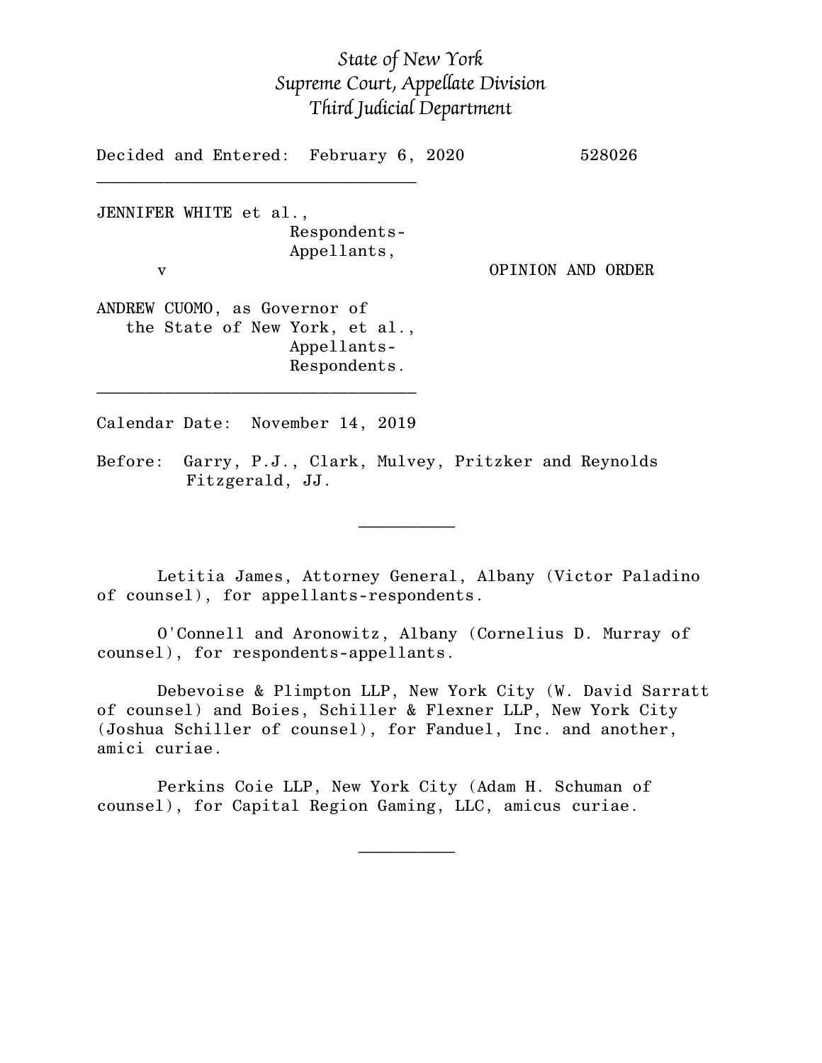*State of New York*
*Supreme Court, Appellate Division*
*Third Judicial Department*

Decided and Entered: February 6, 2020 528026

---

JENNIFER WHITE et al.,
Respondents-
Appellants,

v OPINION AND ORDER

ANDREW CUOMO, as Governor of
the State of New York, et al.,
Appellants-
Respondents.

---

Calendar Date: November 14, 2019

Before: Garry, P.J., Clark, Mulvey, Pritzker and Reynolds Fitzgerald, JJ.

---

Letitia James, Attorney General, Albany (Victor Paladino of counsel), for appellants-respondents.

O'Connell and Aronowitz, Albany (Cornelius D. Murray of counsel), for respondents-appellants.

Debevoise & Plimpton LLP, New York City (W. David Sarratt of counsel) and Boies, Schiller & Flexner LLP, New York City (Joshua Schiller of counsel), for Fanduel, Inc. and another, amici curiae.

Perkins Coie LLP, New York City (Adam H. Schuman of counsel), for Capital Region Gaming, LLC, amicus curiae.

---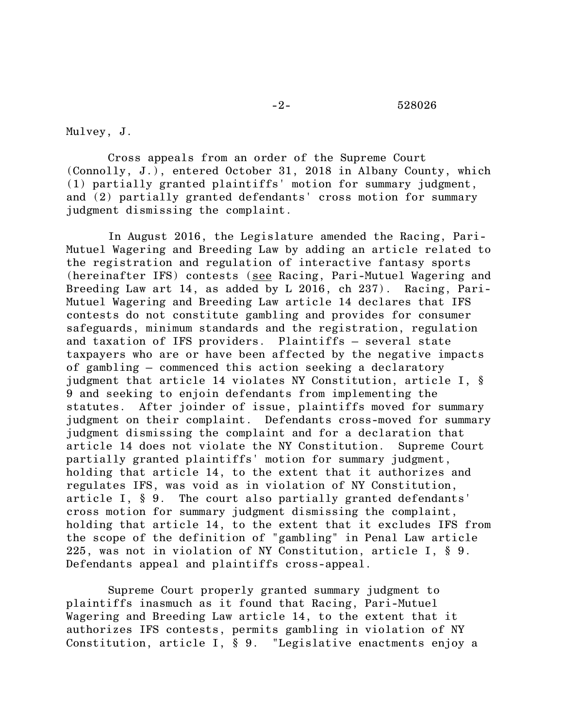Mulvey, J.

Cross appeals from an order of the Supreme Court (Connolly, J.), entered October 31, 2018 in Albany County, which (1) partially granted plaintiffs' motion for summary judgment, and (2) partially granted defendants' cross motion for summary judgment dismissing the complaint.

In August 2016, the Legislature amended the Racing, Pari-Mutuel Wagering and Breeding Law by adding an article related to the registration and regulation of interactive fantasy sports (hereinafter IFS) contests (see Racing, Pari-Mutuel Wagering and Breeding Law art 14, as added by L 2016, ch 237). Racing, Pari-Mutuel Wagering and Breeding Law article 14 declares that IFS contests do not constitute gambling and provides for consumer safeguards, minimum standards and the registration, regulation and taxation of IFS providers. Plaintiffs – several state taxpayers who are or have been affected by the negative impacts of gambling – commenced this action seeking a declaratory judgment that article 14 violates NY Constitution, article I, § 9 and seeking to enjoin defendants from implementing the statutes. After joinder of issue, plaintiffs moved for summary judgment on their complaint. Defendants cross-moved for summary judgment dismissing the complaint and for a declaration that article 14 does not violate the NY Constitution. Supreme Court partially granted plaintiffs' motion for summary judgment, holding that article 14, to the extent that it authorizes and regulates IFS, was void as in violation of NY Constitution, article I, § 9. The court also partially granted defendants' cross motion for summary judgment dismissing the complaint, holding that article 14, to the extent that it excludes IFS from the scope of the definition of "gambling" in Penal Law article 225, was not in violation of NY Constitution, article I, § 9. Defendants appeal and plaintiffs cross-appeal.

Supreme Court properly granted summary judgment to plaintiffs inasmuch as it found that Racing, Pari-Mutuel Wagering and Breeding Law article 14, to the extent that it authorizes IFS contests, permits gambling in violation of NY Constitution, article I, § 9. "Legislative enactments enjoy a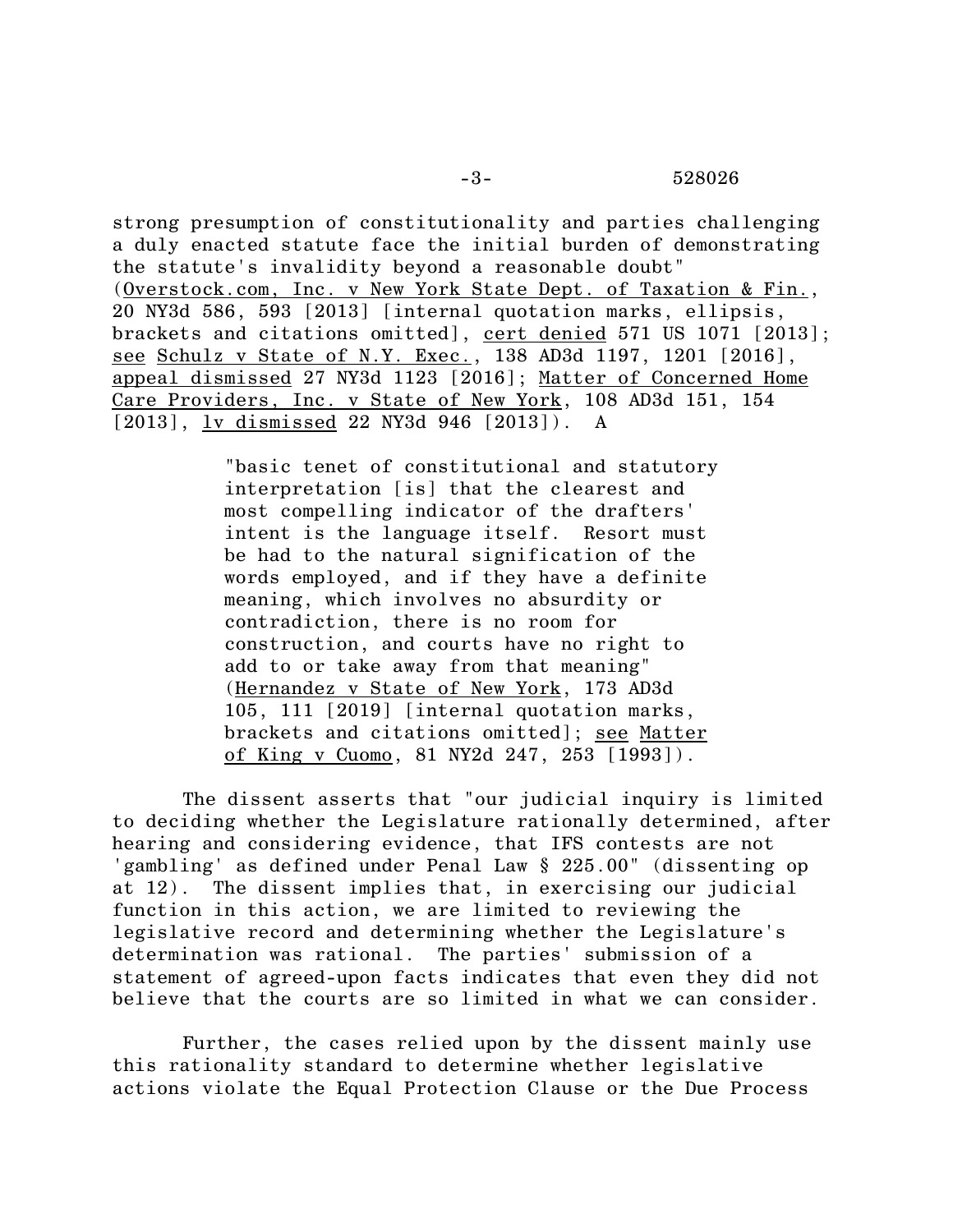strong presumption of constitutionality and parties challenging a duly enacted statute face the initial burden of demonstrating the statute's invalidity beyond a reasonable doubt" (Overstock.com, Inc. v New York State Dept. of Taxation & Fin., 20 NY3d 586, 593 [2013] [internal quotation marks, ellipsis, brackets and citations omitted], cert denied 571 US 1071 [2013]; see Schulz v State of N.Y. Exec., 138 AD3d 1197, 1201 [2016], appeal dismissed 27 NY3d 1123 [2016]; Matter of Concerned Home Care Providers, Inc. v State of New York, 108 AD3d 151, 154 [2013], lv dismissed 22 NY3d 946 [2013]). A

> "basic tenet of constitutional and statutory interpretation [is] that the clearest and most compelling indicator of the drafters' intent is the language itself. Resort must be had to the natural signification of the words employed, and if they have a definite meaning, which involves no absurdity or contradiction, there is no room for construction, and courts have no right to add to or take away from that meaning" (Hernandez v State of New York, 173 AD3d 105, 111 [2019] [internal quotation marks, brackets and citations omitted]; see Matter of King v Cuomo, 81 NY2d 247, 253 [1993]).

The dissent asserts that "our judicial inquiry is limited to deciding whether the Legislature rationally determined, after hearing and considering evidence, that IFS contests are not 'gambling' as defined under Penal Law § 225.00" (dissenting op at 12). The dissent implies that, in exercising our judicial function in this action, we are limited to reviewing the legislative record and determining whether the Legislature's determination was rational. The parties' submission of a statement of agreed-upon facts indicates that even they did not believe that the courts are so limited in what we can consider.

Further, the cases relied upon by the dissent mainly use this rationality standard to determine whether legislative actions violate the Equal Protection Clause or the Due Process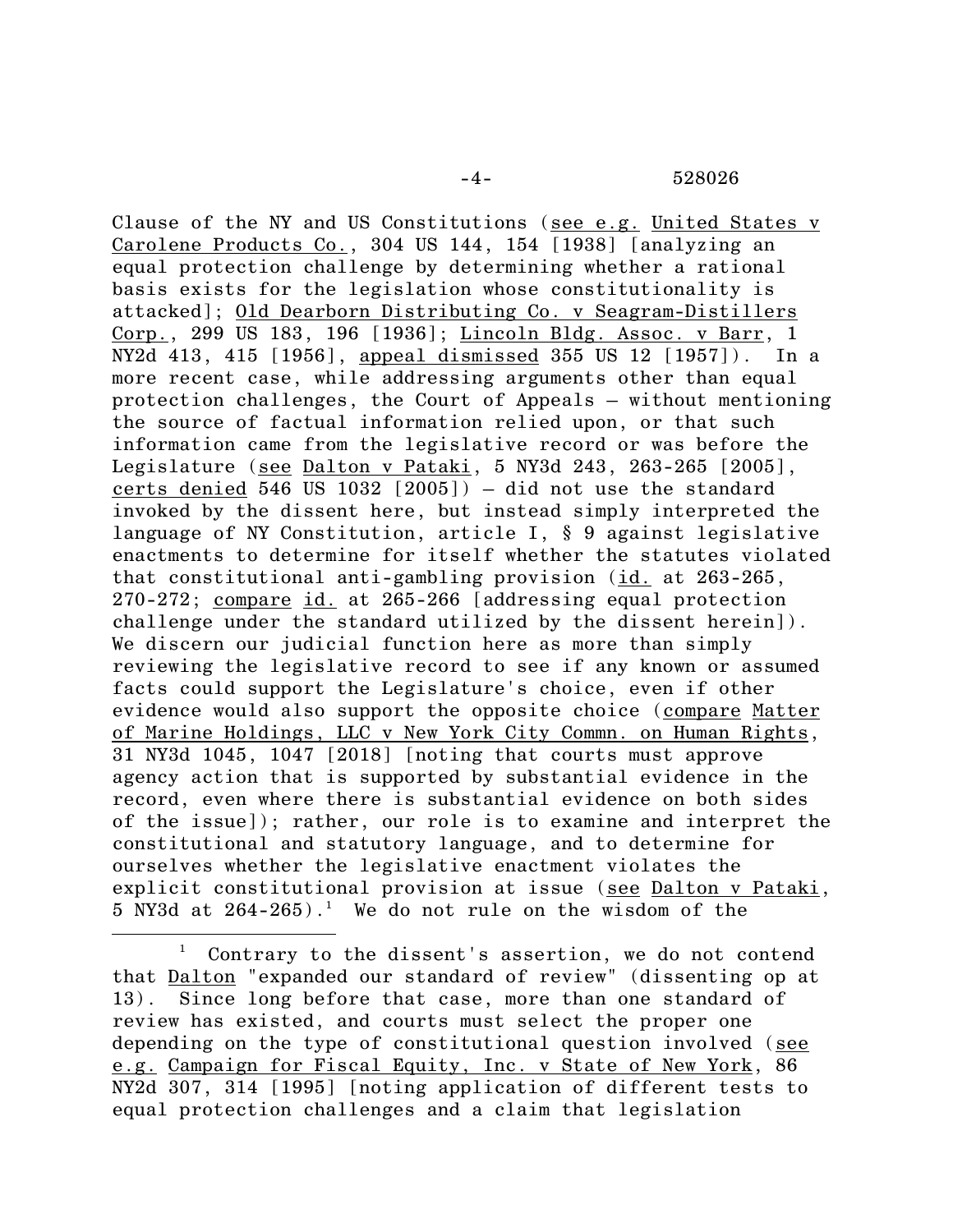Clause of the NY and US Constitutions (see e.g. United States v Carolene Products Co., 304 US 144, 154 [1938] [analyzing an equal protection challenge by determining whether a rational basis exists for the legislation whose constitutionality is attacked]; Old Dearborn Distributing Co. v Seagram-Distillers Corp., 299 US 183, 196 [1936]; Lincoln Bldg. Assoc. v Barr, 1 NY2d 413, 415 [1956], appeal dismissed 355 US 12 [1957]). In a more recent case, while addressing arguments other than equal protection challenges, the Court of Appeals — without mentioning the source of factual information relied upon, or that such information came from the legislative record or was before the Legislature (see Dalton v Pataki, 5 NY3d 243, 263-265 [2005], certs denied 546 US 1032 [2005]) — did not use the standard invoked by the dissent here, but instead simply interpreted the language of NY Constitution, article I, § 9 against legislative enactments to determine for itself whether the statutes violated that constitutional anti-gambling provision (id. at 263-265, 270-272; compare id. at 265-266 [addressing equal protection challenge under the standard utilized by the dissent herein]). We discern our judicial function here as more than simply reviewing the legislative record to see if any known or assumed facts could support the Legislature's choice, even if other evidence would also support the opposite choice (compare Matter of Marine Holdings, LLC v New York City Commn. on Human Rights, 31 NY3d 1045, 1047 [2018] [noting that courts must approve agency action that is supported by substantial evidence in the record, even where there is substantial evidence on both sides of the issue]); rather, our role is to examine and interpret the constitutional and statutory language, and to determine for ourselves whether the legislative enactment violates the explicit constitutional provision at issue (see Dalton v Pataki, 5 NY3d at 264-265).[1] We do not rule on the wisdom of the

[1] Contrary to the dissent's assertion, we do not contend that Dalton "expanded our standard of review" (dissenting op at 13). Since long before that case, more than one standard of review has existed, and courts must select the proper one depending on the type of constitutional question involved (see e.g. Campaign for Fiscal Equity, Inc. v State of New York, 86 NY2d 307, 314 [1995] [noting application of different tests to equal protection challenges and a claim that legislation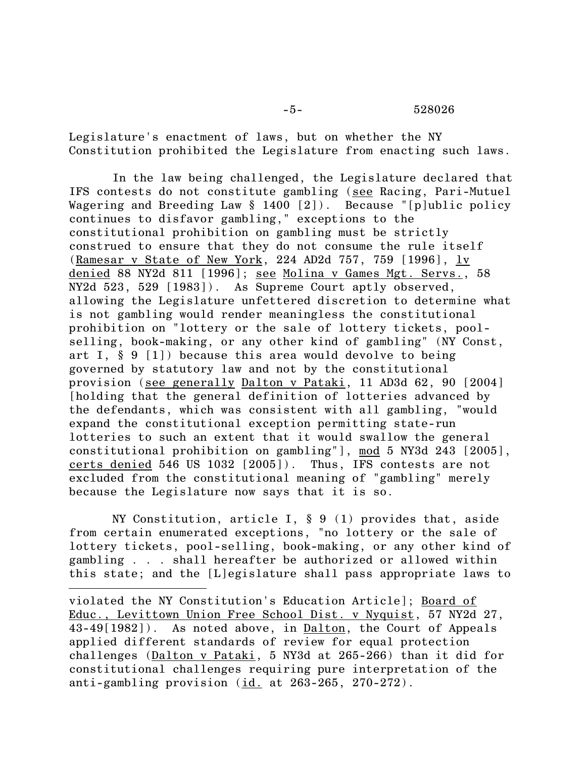Legislature's enactment of laws, but on whether the NY Constitution prohibited the Legislature from enacting such laws.

In the law being challenged, the Legislature declared that IFS contests do not constitute gambling (see Racing, Pari-Mutuel Wagering and Breeding Law § 1400 [2]). Because "[p]ublic policy continues to disfavor gambling," exceptions to the constitutional prohibition on gambling must be strictly construed to ensure that they do not consume the rule itself (Ramesar v State of New York, 224 AD2d 757, 759 [1996], lv denied 88 NY2d 811 [1996]; see Molina v Games Mgt. Servs., 58 NY2d 523, 529 [1983]). As Supreme Court aptly observed, allowing the Legislature unfettered discretion to determine what is not gambling would render meaningless the constitutional prohibition on "lottery or the sale of lottery tickets, pool-selling, book-making, or any other kind of gambling" (NY Const, art I, § 9 [1]) because this area would devolve to being governed by statutory law and not by the constitutional provision (see generally Dalton v Pataki, 11 AD3d 62, 90 [2004] [holding that the general definition of lotteries advanced by the defendants, which was consistent with all gambling, "would expand the constitutional exception permitting state-run lotteries to such an extent that it would swallow the general constitutional prohibition on gambling"], mod 5 NY3d 243 [2005], certs denied 546 US 1032 [2005]). Thus, IFS contests are not excluded from the constitutional meaning of "gambling" merely because the Legislature now says that it is so.

NY Constitution, article I, § 9 (1) provides that, aside from certain enumerated exceptions, "no lottery or the sale of lottery tickets, pool-selling, book-making, or any other kind of gambling . . . shall hereafter be authorized or allowed within this state; and the [L]egislature shall pass appropriate laws to

---

violated the NY Constitution's Education Article]; Board of Educ., Levittown Union Free School Dist. v Nyquist, 57 NY2d 27, 43-49[1982]). As noted above, in Dalton, the Court of Appeals applied different standards of review for equal protection challenges (Dalton v Pataki, 5 NY3d at 265-266) than it did for constitutional challenges requiring pure interpretation of the anti-gambling provision (id. at 263-265, 270-272).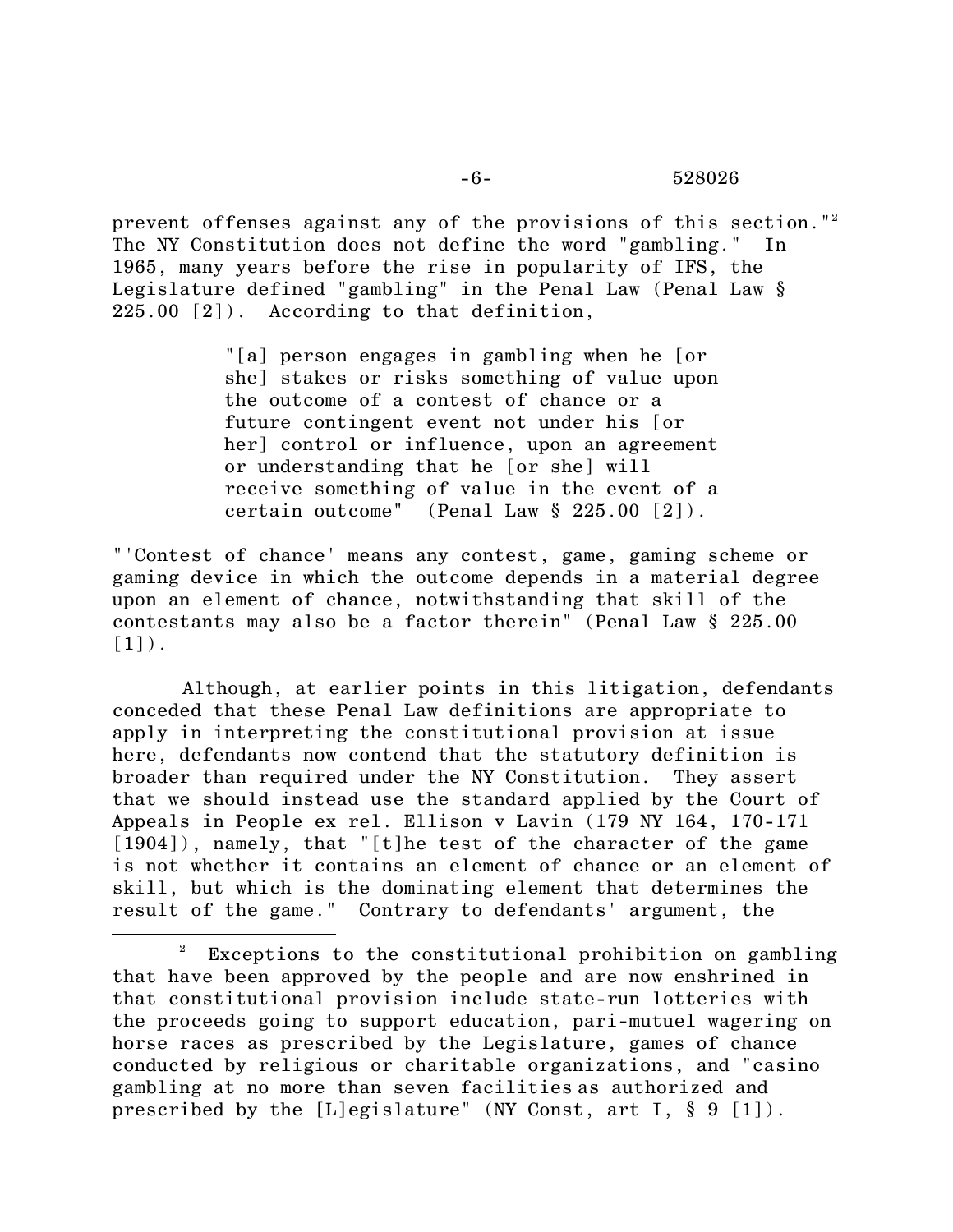prevent offenses against any of the provisions of this section."[2] The NY Constitution does not define the word "gambling." In 1965, many years before the rise in popularity of IFS, the Legislature defined "gambling" in the Penal Law (Penal Law § 225.00 [2]). According to that definition,

> "[a] person engages in gambling when he [or she] stakes or risks something of value upon the outcome of a contest of chance or a future contingent event not under his [or her] control or influence, upon an agreement or understanding that he [or she] will receive something of value in the event of a certain outcome" (Penal Law § 225.00 [2]).

"'Contest of chance' means any contest, game, gaming scheme or gaming device in which the outcome depends in a material degree upon an element of chance, notwithstanding that skill of the contestants may also be a factor therein" (Penal Law § 225.00 [1]).

Although, at earlier points in this litigation, defendants conceded that these Penal Law definitions are appropriate to apply in interpreting the constitutional provision at issue here, defendants now contend that the statutory definition is broader than required under the NY Constitution. They assert that we should instead use the standard applied by the Court of Appeals in People ex rel. Ellison v Lavin (179 NY 164, 170-171 [1904]), namely, that "[t]he test of the character of the game is not whether it contains an element of chance or an element of skill, but which is the dominating element that determines the result of the game." Contrary to defendants' argument, the

---

[2] Exceptions to the constitutional prohibition on gambling that have been approved by the people and are now enshrined in that constitutional provision include state-run lotteries with the proceeds going to support education, pari-mutuel wagering on horse races as prescribed by the Legislature, games of chance conducted by religious or charitable organizations, and "casino gambling at no more than seven facilities as authorized and prescribed by the [L]egislature" (NY Const, art I, § 9 [1]).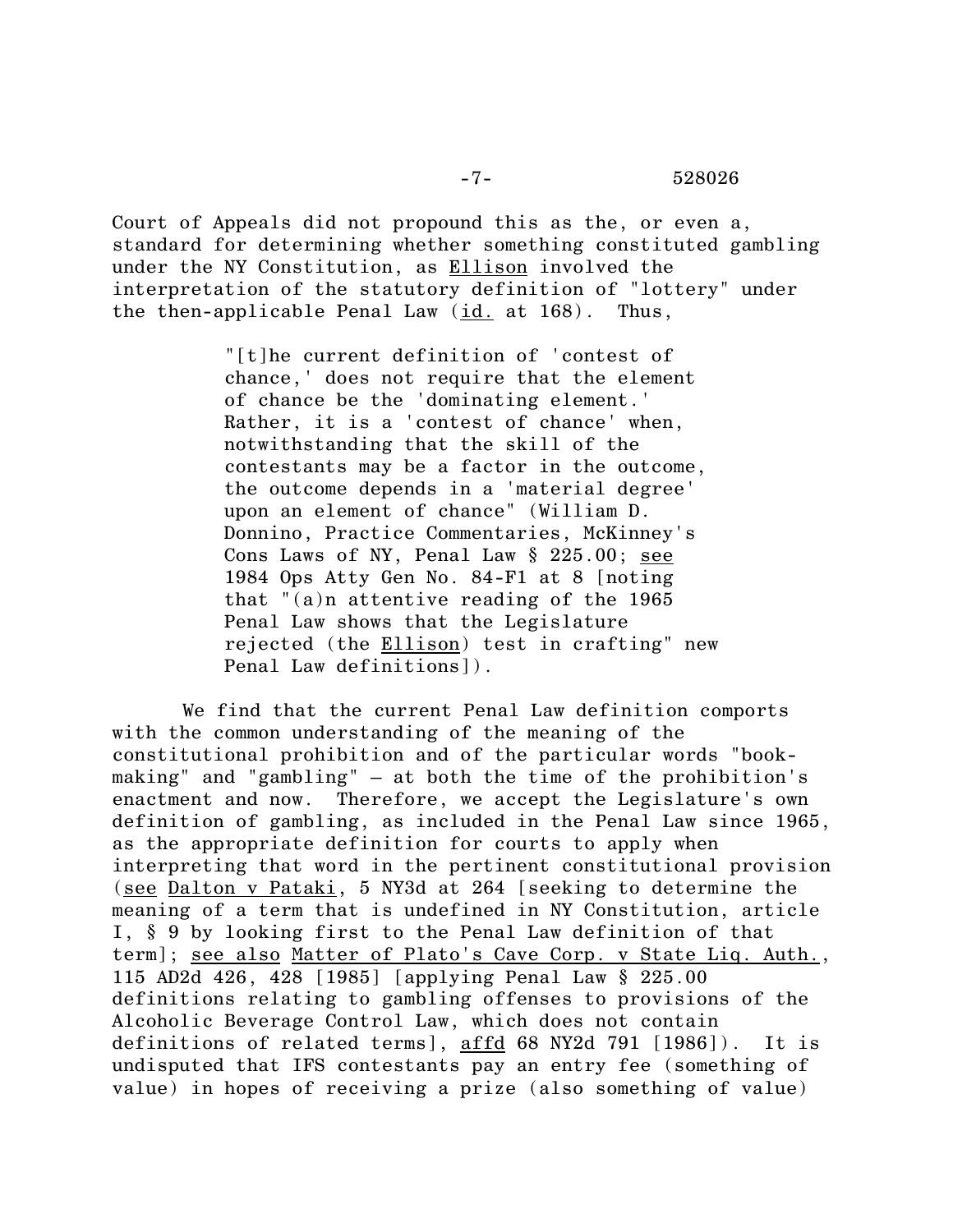Court of Appeals did not propound this as the, or even a, standard for determining whether something constituted gambling under the NY Constitution, as Ellison involved the interpretation of the statutory definition of "lottery" under the then-applicable Penal Law (id. at 168). Thus,

> "[t]he current definition of 'contest of chance,' does not require that the element of chance be the 'dominating element.' Rather, it is a 'contest of chance' when, notwithstanding that the skill of the contestants may be a factor in the outcome, the outcome depends in a 'material degree' upon an element of chance" (William D. Donnino, Practice Commentaries, McKinney's Cons Laws of NY, Penal Law § 225.00; see 1984 Ops Atty Gen No. 84-F1 at 8 [noting that "(a)n attentive reading of the 1965 Penal Law shows that the Legislature rejected (the Ellison) test in crafting" new Penal Law definitions]).

We find that the current Penal Law definition comports with the common understanding of the meaning of the constitutional prohibition and of the particular words "book-making" and "gambling" – at both the time of the prohibition's enactment and now. Therefore, we accept the Legislature's own definition of gambling, as included in the Penal Law since 1965, as the appropriate definition for courts to apply when interpreting that word in the pertinent constitutional provision (see Dalton v Pataki, 5 NY3d at 264 [seeking to determine the meaning of a term that is undefined in NY Constitution, article I, § 9 by looking first to the Penal Law definition of that term]; see also Matter of Plato's Cave Corp. v State Liq. Auth., 115 AD2d 426, 428 [1985] [applying Penal Law § 225.00 definitions relating to gambling offenses to provisions of the Alcoholic Beverage Control Law, which does not contain definitions of related terms], affd 68 NY2d 791 [1986]). It is undisputed that IFS contestants pay an entry fee (something of value) in hopes of receiving a prize (also something of value)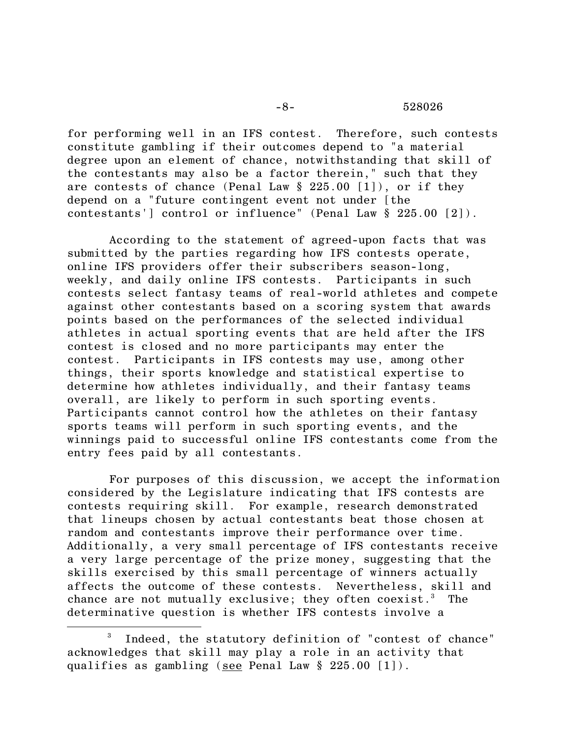for performing well in an IFS contest. Therefore, such contests constitute gambling if their outcomes depend to "a material degree upon an element of chance, notwithstanding that skill of the contestants may also be a factor therein," such that they are contests of chance (Penal Law § 225.00 [1]), or if they depend on a "future contingent event not under [the contestants'] control or influence" (Penal Law § 225.00 [2]).

According to the statement of agreed-upon facts that was submitted by the parties regarding how IFS contests operate, online IFS providers offer their subscribers season-long, weekly, and daily online IFS contests. Participants in such contests select fantasy teams of real-world athletes and compete against other contestants based on a scoring system that awards points based on the performances of the selected individual athletes in actual sporting events that are held after the IFS contest is closed and no more participants may enter the contest. Participants in IFS contests may use, among other things, their sports knowledge and statistical expertise to determine how athletes individually, and their fantasy teams overall, are likely to perform in such sporting events. Participants cannot control how the athletes on their fantasy sports teams will perform in such sporting events, and the winnings paid to successful online IFS contestants come from the entry fees paid by all contestants.

For purposes of this discussion, we accept the information considered by the Legislature indicating that IFS contests are contests requiring skill. For example, research demonstrated that lineups chosen by actual contestants beat those chosen at random and contestants improve their performance over time. Additionally, a very small percentage of IFS contestants receive a very large percentage of the prize money, suggesting that the skills exercised by this small percentage of winners actually affects the outcome of these contests. Nevertheless, skill and chance are not mutually exclusive; they often coexist.[3] The determinative question is whether IFS contests involve a

---

[3] Indeed, the statutory definition of "contest of chance" acknowledges that skill may play a role in an activity that qualifies as gambling (see Penal Law § 225.00 [1]).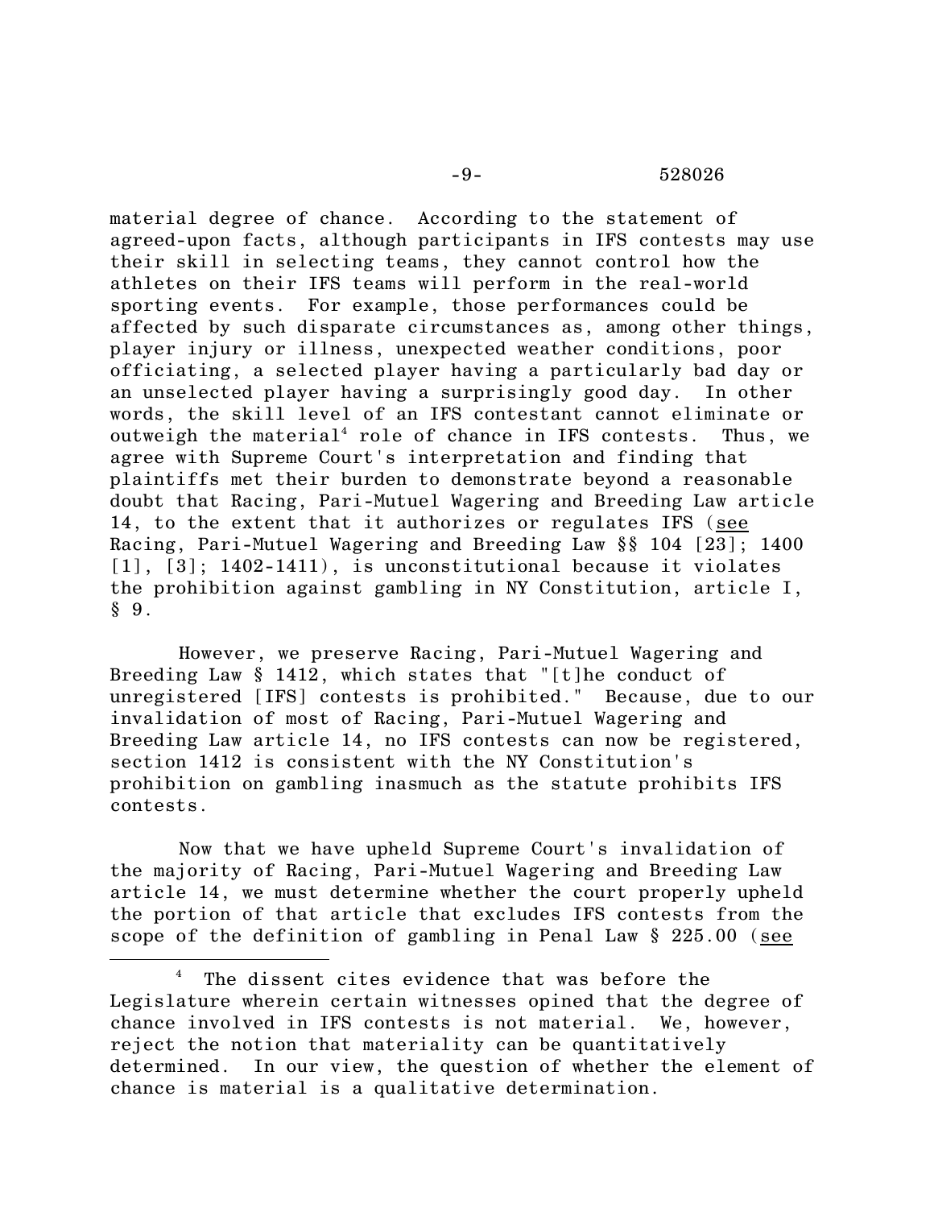material degree of chance. According to the statement of agreed-upon facts, although participants in IFS contests may use their skill in selecting teams, they cannot control how the athletes on their IFS teams will perform in the real-world sporting events. For example, those performances could be affected by such disparate circumstances as, among other things, player injury or illness, unexpected weather conditions, poor officiating, a selected player having a particularly bad day or an unselected player having a surprisingly good day. In other words, the skill level of an IFS contestant cannot eliminate or outweigh the material[4] role of chance in IFS contests. Thus, we agree with Supreme Court's interpretation and finding that plaintiffs met their burden to demonstrate beyond a reasonable doubt that Racing, Pari-Mutuel Wagering and Breeding Law article 14, to the extent that it authorizes or regulates IFS (see Racing, Pari-Mutuel Wagering and Breeding Law §§ 104 [23]; 1400 [1], [3]; 1402-1411), is unconstitutional because it violates the prohibition against gambling in NY Constitution, article I, § 9.

However, we preserve Racing, Pari-Mutuel Wagering and Breeding Law § 1412, which states that "[t]he conduct of unregistered [IFS] contests is prohibited." Because, due to our invalidation of most of Racing, Pari-Mutuel Wagering and Breeding Law article 14, no IFS contests can now be registered, section 1412 is consistent with the NY Constitution's prohibition on gambling inasmuch as the statute prohibits IFS contests.

Now that we have upheld Supreme Court's invalidation of the majority of Racing, Pari-Mutuel Wagering and Breeding Law article 14, we must determine whether the court properly upheld the portion of that article that excludes IFS contests from the scope of the definition of gambling in Penal Law § 225.00 (see

---

[4] The dissent cites evidence that was before the Legislature wherein certain witnesses opined that the degree of chance involved in IFS contests is not material. We, however, reject the notion that materiality can be quantitatively determined. In our view, the question of whether the element of chance is material is a qualitative determination.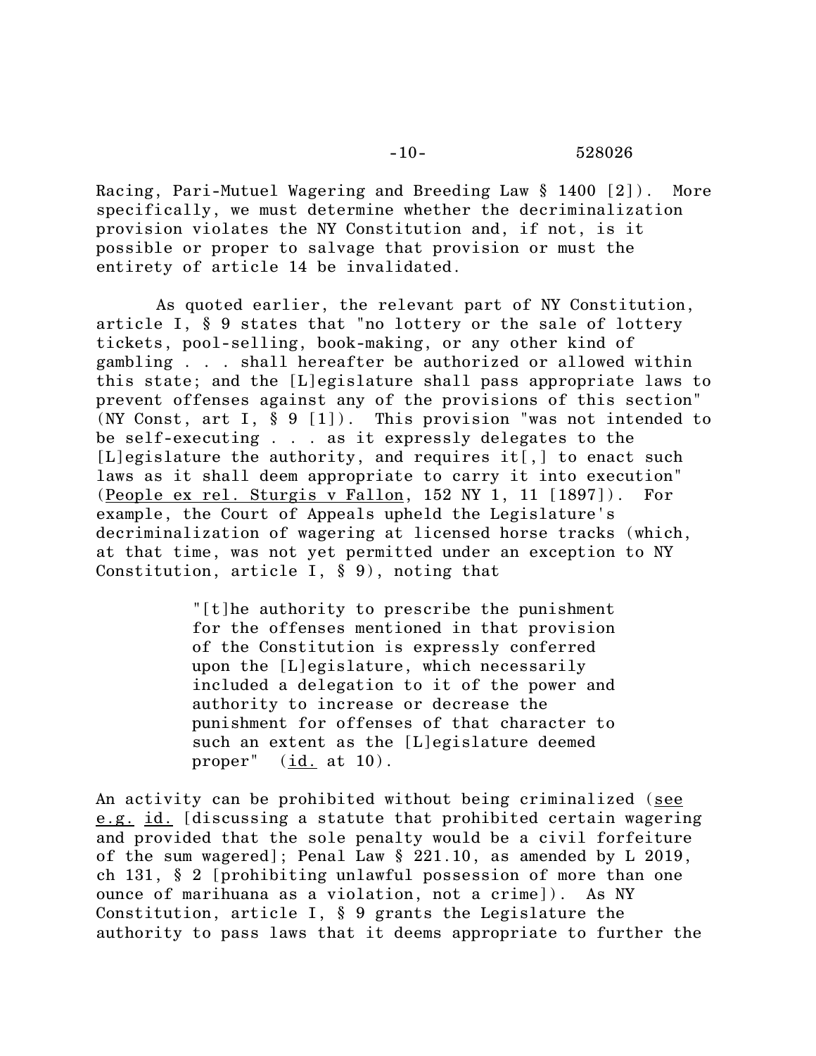Racing, Pari-Mutuel Wagering and Breeding Law § 1400 [2]). More specifically, we must determine whether the decriminalization provision violates the NY Constitution and, if not, is it possible or proper to salvage that provision or must the entirety of article 14 be invalidated.

As quoted earlier, the relevant part of NY Constitution, article I, § 9 states that "no lottery or the sale of lottery tickets, pool-selling, book-making, or any other kind of gambling . . . shall hereafter be authorized or allowed within this state; and the [L]egislature shall pass appropriate laws to prevent offenses against any of the provisions of this section" (NY Const, art I, § 9 [1]). This provision "was not intended to be self-executing . . . as it expressly delegates to the [L]egislature the authority, and requires it[,] to enact such laws as it shall deem appropriate to carry it into execution" (People ex rel. Sturgis v Fallon, 152 NY 1, 11 [1897]). For example, the Court of Appeals upheld the Legislature's decriminalization of wagering at licensed horse tracks (which, at that time, was not yet permitted under an exception to NY Constitution, article I, § 9), noting that

> "[t]he authority to prescribe the punishment for the offenses mentioned in that provision of the Constitution is expressly conferred upon the [L]egislature, which necessarily included a delegation to it of the power and authority to increase or decrease the punishment for offenses of that character to such an extent as the [L]egislature deemed proper" (id. at 10).

An activity can be prohibited without being criminalized (see e.g. id. [discussing a statute that prohibited certain wagering and provided that the sole penalty would be a civil forfeiture of the sum wagered]; Penal Law § 221.10, as amended by L 2019, ch 131, § 2 [prohibiting unlawful possession of more than one ounce of marihuana as a violation, not a crime]). As NY Constitution, article I, § 9 grants the Legislature the authority to pass laws that it deems appropriate to further the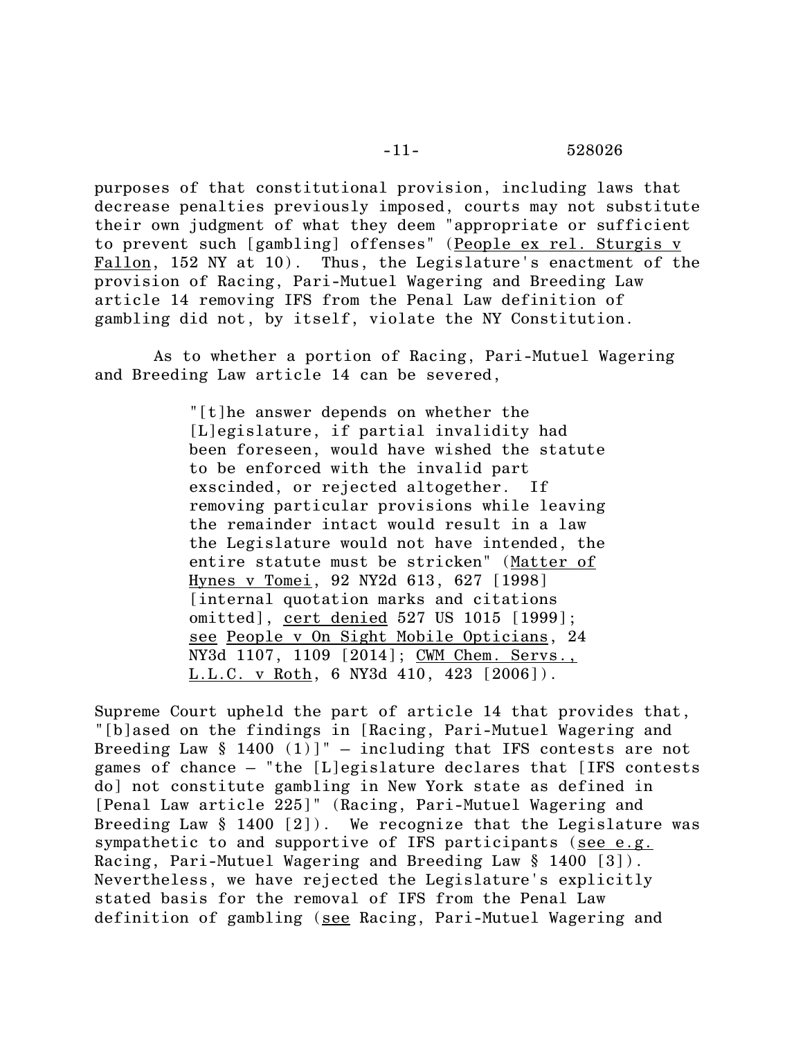purposes of that constitutional provision, including laws that decrease penalties previously imposed, courts may not substitute their own judgment of what they deem "appropriate or sufficient to prevent such [gambling] offenses" (People ex rel. Sturgis v Fallon, 152 NY at 10). Thus, the Legislature's enactment of the provision of Racing, Pari-Mutuel Wagering and Breeding Law article 14 removing IFS from the Penal Law definition of gambling did not, by itself, violate the NY Constitution.

As to whether a portion of Racing, Pari-Mutuel Wagering and Breeding Law article 14 can be severed,

> "[t]he answer depends on whether the [L]egislature, if partial invalidity had been foreseen, would have wished the statute to be enforced with the invalid part exscinded, or rejected altogether. If removing particular provisions while leaving the remainder intact would result in a law the Legislature would not have intended, the entire statute must be stricken" (Matter of Hynes v Tomei, 92 NY2d 613, 627 [1998] [internal quotation marks and citations omitted], cert denied 527 US 1015 [1999]; see People v On Sight Mobile Opticians, 24 NY3d 1107, 1109 [2014]; CWM Chem. Servs., L.L.C. v Roth, 6 NY3d 410, 423 [2006]).

Supreme Court upheld the part of article 14 that provides that, "[b]ased on the findings in [Racing, Pari-Mutuel Wagering and Breeding Law § 1400 (1)]" – including that IFS contests are not games of chance – "the [L]egislature declares that [IFS contests do] not constitute gambling in New York state as defined in [Penal Law article 225]" (Racing, Pari-Mutuel Wagering and Breeding Law § 1400 [2]). We recognize that the Legislature was sympathetic to and supportive of IFS participants (see e.g. Racing, Pari-Mutuel Wagering and Breeding Law § 1400 [3]). Nevertheless, we have rejected the Legislature's explicitly stated basis for the removal of IFS from the Penal Law definition of gambling (see Racing, Pari-Mutuel Wagering and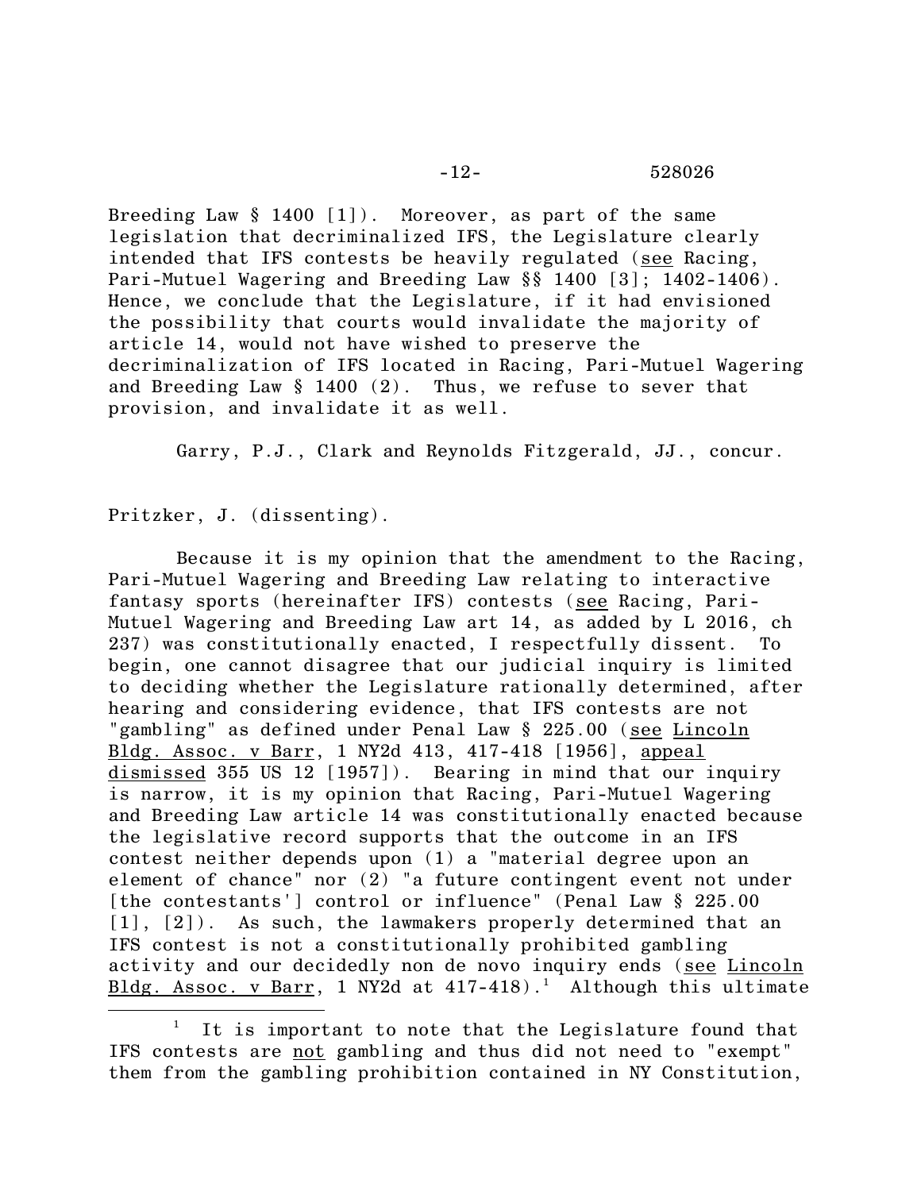Breeding Law § 1400 [1]). Moreover, as part of the same legislation that decriminalized IFS, the Legislature clearly intended that IFS contests be heavily regulated (see Racing, Pari-Mutuel Wagering and Breeding Law §§ 1400 [3]; 1402-1406). Hence, we conclude that the Legislature, if it had envisioned the possibility that courts would invalidate the majority of article 14, would not have wished to preserve the decriminalization of IFS located in Racing, Pari-Mutuel Wagering and Breeding Law § 1400 (2). Thus, we refuse to sever that provision, and invalidate it as well.

Garry, P.J., Clark and Reynolds Fitzgerald, JJ., concur.

Pritzker, J. (dissenting).

Because it is my opinion that the amendment to the Racing, Pari-Mutuel Wagering and Breeding Law relating to interactive fantasy sports (hereinafter IFS) contests (see Racing, Pari-Mutuel Wagering and Breeding Law art 14, as added by L 2016, ch 237) was constitutionally enacted, I respectfully dissent. To begin, one cannot disagree that our judicial inquiry is limited to deciding whether the Legislature rationally determined, after hearing and considering evidence, that IFS contests are not "gambling" as defined under Penal Law § 225.00 (see Lincoln Bldg. Assoc. v Barr, 1 NY2d 413, 417-418 [1956], appeal dismissed 355 US 12 [1957]). Bearing in mind that our inquiry is narrow, it is my opinion that Racing, Pari-Mutuel Wagering and Breeding Law article 14 was constitutionally enacted because the legislative record supports that the outcome in an IFS contest neither depends upon (1) a "material degree upon an element of chance" nor (2) "a future contingent event not under [the contestants'] control or influence" (Penal Law § 225.00 [1], [2]). As such, the lawmakers properly determined that an IFS contest is not a constitutionally prohibited gambling activity and our decidedly non de novo inquiry ends (see Lincoln Bldg. Assoc. v Barr, 1 NY2d at 417-418).[1] Although this ultimate

[1] It is important to note that the Legislature found that IFS contests are not gambling and thus did not need to "exempt" them from the gambling prohibition contained in NY Constitution,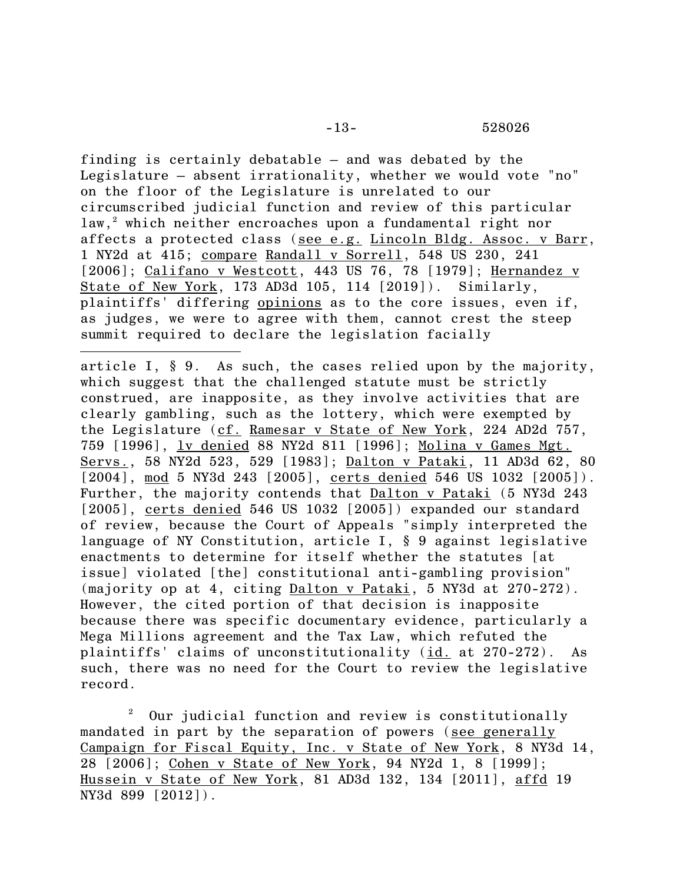finding is certainly debatable – and was debated by the Legislature – absent irrationality, whether we would vote "no" on the floor of the Legislature is unrelated to our circumscribed judicial function and review of this particular law,[2] which neither encroaches upon a fundamental right nor affects a protected class (see e.g. Lincoln Bldg. Assoc. v Barr, 1 NY2d at 415; compare Randall v Sorrell, 548 US 230, 241 [2006]; Califano v Westcott, 443 US 76, 78 [1979]; Hernandez v State of New York, 173 AD3d 105, 114 [2019]). Similarly, plaintiffs' differing opinions as to the core issues, even if, as judges, we were to agree with them, cannot crest the steep summit required to declare the legislation facially

---

article I, § 9. As such, the cases relied upon by the majority, which suggest that the challenged statute must be strictly construed, are inapposite, as they involve activities that are clearly gambling, such as the lottery, which were exempted by the Legislature (cf. Ramesar v State of New York, 224 AD2d 757, 759 [1996], lv denied 88 NY2d 811 [1996]; Molina v Games Mgt. Servs., 58 NY2d 523, 529 [1983]; Dalton v Pataki, 11 AD3d 62, 80 [2004], mod 5 NY3d 243 [2005], certs denied 546 US 1032 [2005]). Further, the majority contends that Dalton v Pataki (5 NY3d 243 [2005], certs denied 546 US 1032 [2005]) expanded our standard of review, because the Court of Appeals "simply interpreted the language of NY Constitution, article I, § 9 against legislative enactments to determine for itself whether the statutes [at issue] violated [the] constitutional anti-gambling provision" (majority op at 4, citing Dalton v Pataki, 5 NY3d at 270-272). However, the cited portion of that decision is inapposite because there was specific documentary evidence, particularly a Mega Millions agreement and the Tax Law, which refuted the plaintiffs' claims of unconstitutionality (id. at 270-272). As such, there was no need for the Court to review the legislative record.

[2] Our judicial function and review is constitutionally mandated in part by the separation of powers (see generally Campaign for Fiscal Equity, Inc. v State of New York, 8 NY3d 14, 28 [2006]; Cohen v State of New York, 94 NY2d 1, 8 [1999]; Hussein v State of New York, 81 AD3d 132, 134 [2011], affd 19 NY3d 899 [2012]).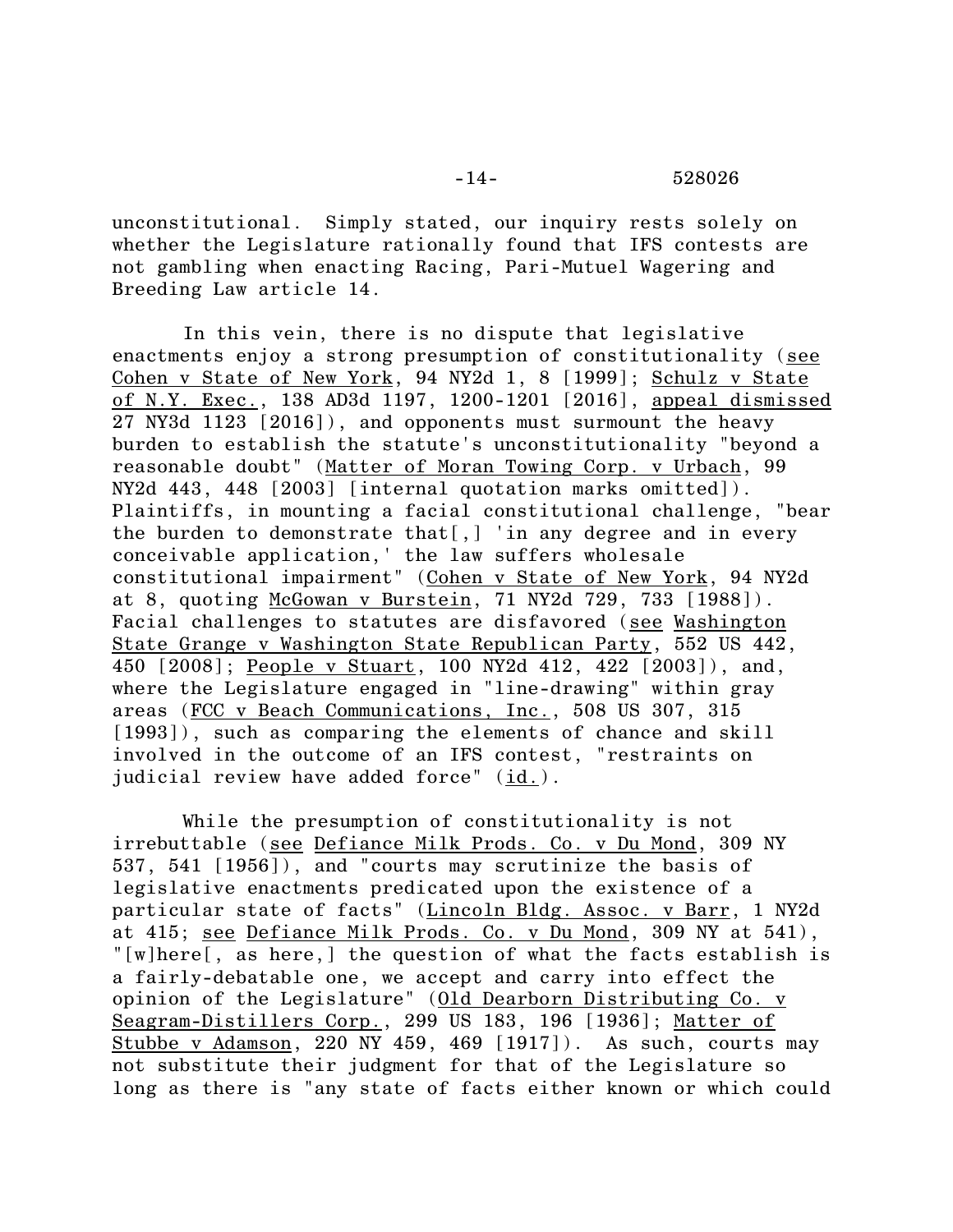unconstitutional. Simply stated, our inquiry rests solely on whether the Legislature rationally found that IFS contests are not gambling when enacting Racing, Pari-Mutuel Wagering and Breeding Law article 14.

In this vein, there is no dispute that legislative enactments enjoy a strong presumption of constitutionality (see Cohen v State of New York, 94 NY2d 1, 8 [1999]; Schulz v State of N.Y. Exec., 138 AD3d 1197, 1200-1201 [2016], appeal dismissed 27 NY3d 1123 [2016]), and opponents must surmount the heavy burden to establish the statute's unconstitutionality "beyond a reasonable doubt" (Matter of Moran Towing Corp. v Urbach, 99 NY2d 443, 448 [2003] [internal quotation marks omitted]). Plaintiffs, in mounting a facial constitutional challenge, "bear the burden to demonstrate that[,] 'in any degree and in every conceivable application,' the law suffers wholesale constitutional impairment" (Cohen v State of New York, 94 NY2d at 8, quoting McGowan v Burstein, 71 NY2d 729, 733 [1988]). Facial challenges to statutes are disfavored (see Washington State Grange v Washington State Republican Party, 552 US 442, 450 [2008]; People v Stuart, 100 NY2d 412, 422 [2003]), and, where the Legislature engaged in "line-drawing" within gray areas (FCC v Beach Communications, Inc., 508 US 307, 315 [1993]), such as comparing the elements of chance and skill involved in the outcome of an IFS contest, "restraints on judicial review have added force" (id.).

While the presumption of constitutionality is not irrebuttable (see Defiance Milk Prods. Co. v Du Mond, 309 NY 537, 541 [1956]), and "courts may scrutinize the basis of legislative enactments predicated upon the existence of a particular state of facts" (Lincoln Bldg. Assoc. v Barr, 1 NY2d at 415; see Defiance Milk Prods. Co. v Du Mond, 309 NY at 541), "[w]here[, as here,] the question of what the facts establish is a fairly-debatable one, we accept and carry into effect the opinion of the Legislature" (Old Dearborn Distributing Co. v Seagram-Distillers Corp., 299 US 183, 196 [1936]; Matter of Stubbe v Adamson, 220 NY 459, 469 [1917]). As such, courts may not substitute their judgment for that of the Legislature so long as there is "any state of facts either known or which could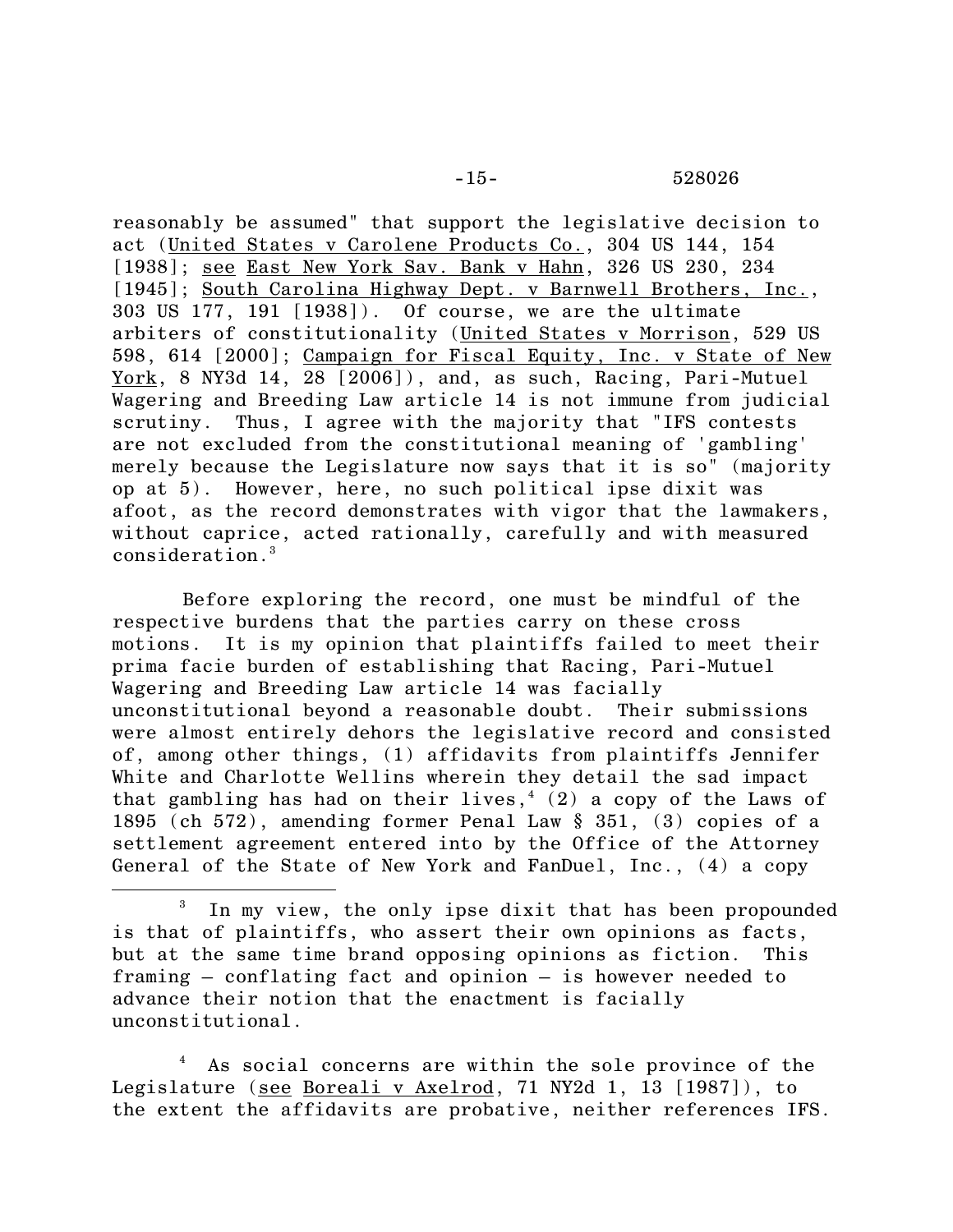reasonably be assumed" that support the legislative decision to act (United States v Carolene Products Co., 304 US 144, 154 [1938]; see East New York Sav. Bank v Hahn, 326 US 230, 234 [1945]; South Carolina Highway Dept. v Barnwell Brothers, Inc., 303 US 177, 191 [1938]). Of course, we are the ultimate arbiters of constitutionality (United States v Morrison, 529 US 598, 614 [2000]; Campaign for Fiscal Equity, Inc. v State of New York, 8 NY3d 14, 28 [2006]), and, as such, Racing, Pari-Mutuel Wagering and Breeding Law article 14 is not immune from judicial scrutiny. Thus, I agree with the majority that "IFS contests are not excluded from the constitutional meaning of 'gambling' merely because the Legislature now says that it is so" (majority op at 5). However, here, no such political ipse dixit was afoot, as the record demonstrates with vigor that the lawmakers, without caprice, acted rationally, carefully and with measured consideration.[3]

Before exploring the record, one must be mindful of the respective burdens that the parties carry on these cross motions. It is my opinion that plaintiffs failed to meet their prima facie burden of establishing that Racing, Pari-Mutuel Wagering and Breeding Law article 14 was facially unconstitutional beyond a reasonable doubt. Their submissions were almost entirely dehors the legislative record and consisted of, among other things, (1) affidavits from plaintiffs Jennifer White and Charlotte Wellins wherein they detail the sad impact that gambling has had on their lives,[4] (2) a copy of the Laws of 1895 (ch 572), amending former Penal Law § 351, (3) copies of a settlement agreement entered into by the Office of the Attorney General of the State of New York and FanDuel, Inc., (4) a copy

---

[3] In my view, the only ipse dixit that has been propounded is that of plaintiffs, who assert their own opinions as facts, but at the same time brand opposing opinions as fiction. This framing – conflating fact and opinion – is however needed to advance their notion that the enactment is facially unconstitutional.

[4] As social concerns are within the sole province of the Legislature (see Boreali v Axelrod, 71 NY2d 1, 13 [1987]), to the extent the affidavits are probative, neither references IFS.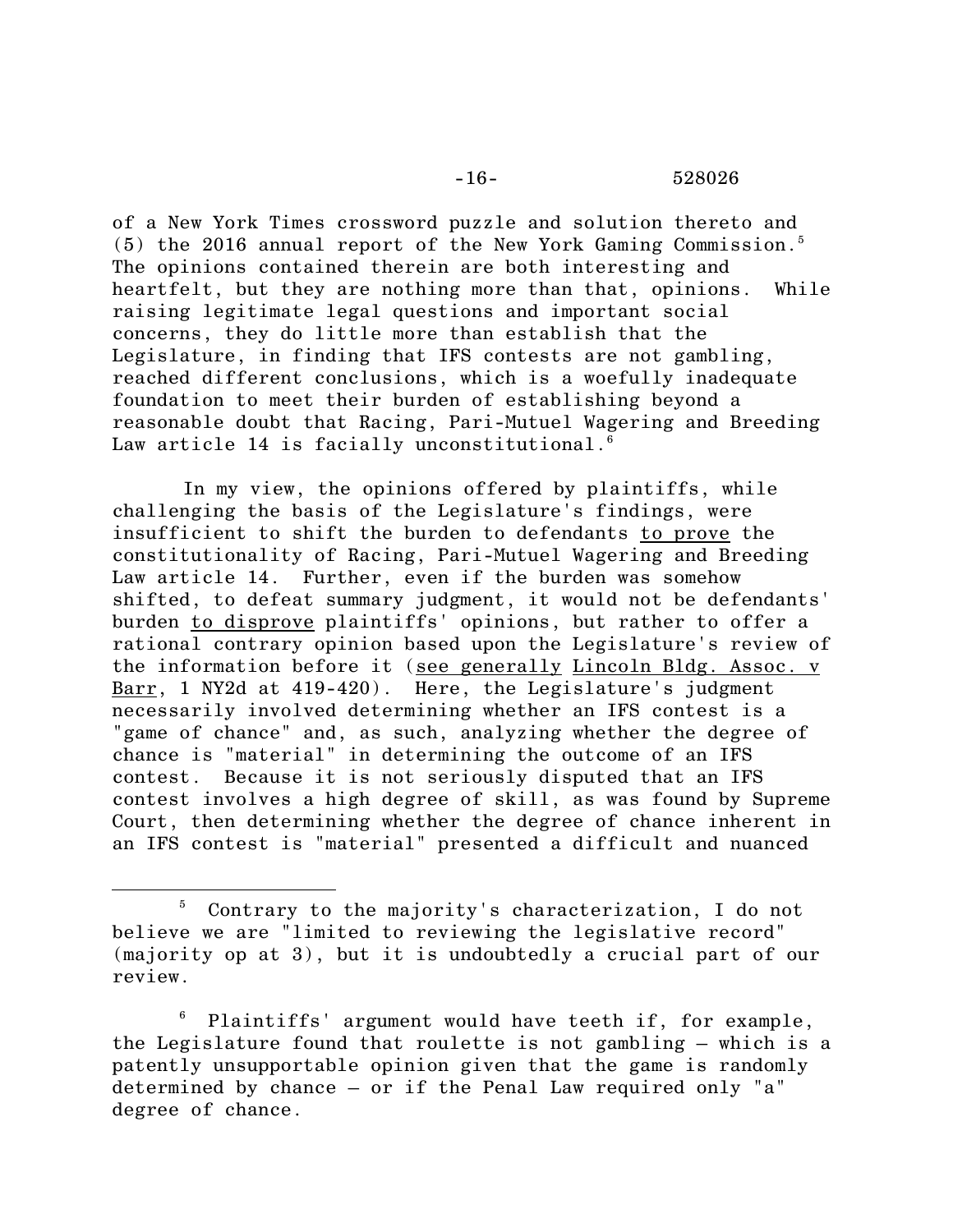of a New York Times crossword puzzle and solution thereto and (5) the 2016 annual report of the New York Gaming Commission.[5] The opinions contained therein are both interesting and heartfelt, but they are nothing more than that, opinions. While raising legitimate legal questions and important social concerns, they do little more than establish that the Legislature, in finding that IFS contests are not gambling, reached different conclusions, which is a woefully inadequate foundation to meet their burden of establishing beyond a reasonable doubt that Racing, Pari-Mutuel Wagering and Breeding Law article 14 is facially unconstitutional.[6]

In my view, the opinions offered by plaintiffs, while challenging the basis of the Legislature's findings, were insufficient to shift the burden to defendants to prove the constitutionality of Racing, Pari-Mutuel Wagering and Breeding Law article 14. Further, even if the burden was somehow shifted, to defeat summary judgment, it would not be defendants' burden to disprove plaintiffs' opinions, but rather to offer a rational contrary opinion based upon the Legislature's review of the information before it (see generally Lincoln Bldg. Assoc. v Barr, 1 NY2d at 419-420). Here, the Legislature's judgment necessarily involved determining whether an IFS contest is a "game of chance" and, as such, analyzing whether the degree of chance is "material" in determining the outcome of an IFS contest. Because it is not seriously disputed that an IFS contest involves a high degree of skill, as was found by Supreme Court, then determining whether the degree of chance inherent in an IFS contest is "material" presented a difficult and nuanced

---

[5] Contrary to the majority's characterization, I do not believe we are "limited to reviewing the legislative record" (majority op at 3), but it is undoubtedly a crucial part of our review.

[6] Plaintiffs' argument would have teeth if, for example, the Legislature found that roulette is not gambling – which is a patently unsupportable opinion given that the game is randomly determined by chance – or if the Penal Law required only "a" degree of chance.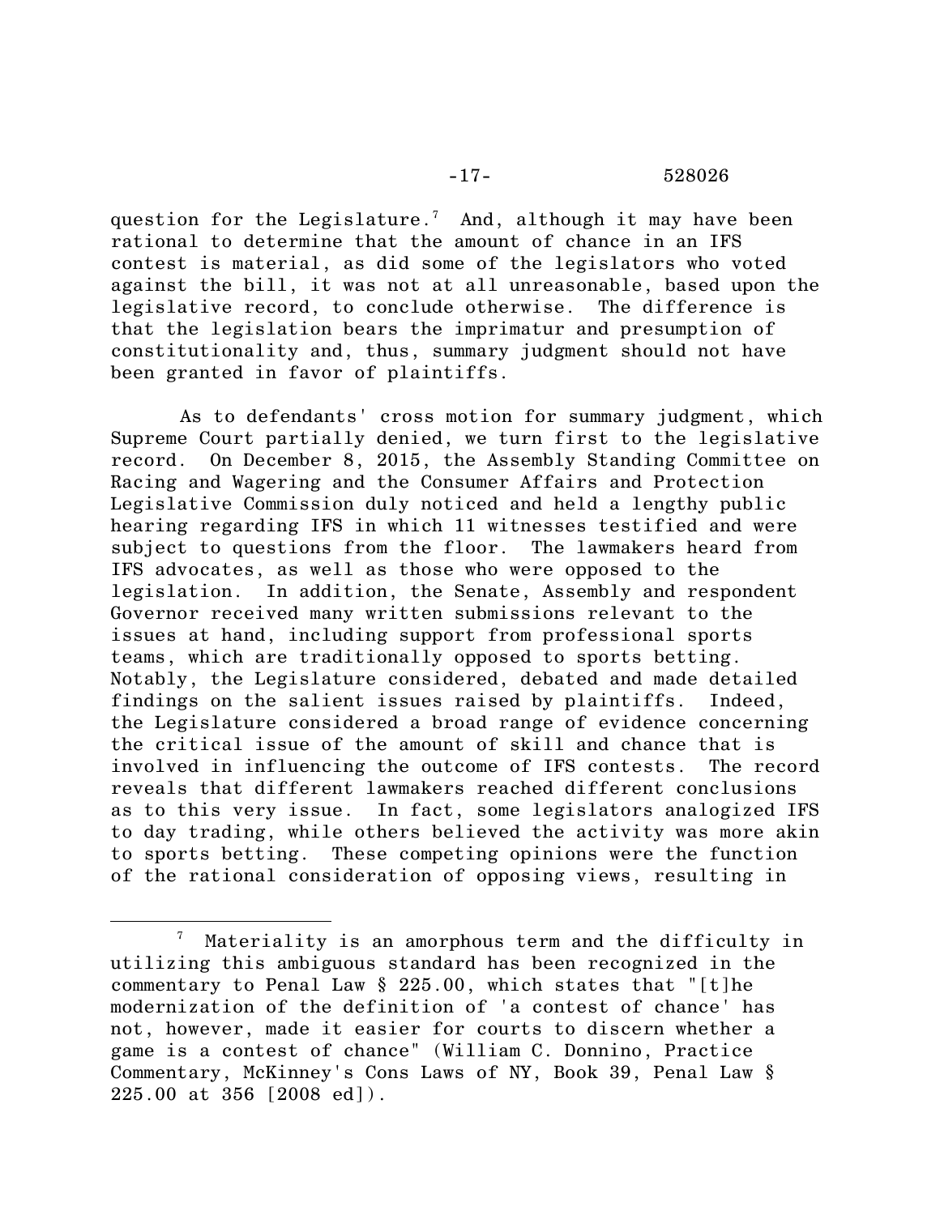question for the Legislature.[7] And, although it may have been rational to determine that the amount of chance in an IFS contest is material, as did some of the legislators who voted against the bill, it was not at all unreasonable, based upon the legislative record, to conclude otherwise. The difference is that the legislation bears the imprimatur and presumption of constitutionality and, thus, summary judgment should not have been granted in favor of plaintiffs.

As to defendants' cross motion for summary judgment, which Supreme Court partially denied, we turn first to the legislative record. On December 8, 2015, the Assembly Standing Committee on Racing and Wagering and the Consumer Affairs and Protection Legislative Commission duly noticed and held a lengthy public hearing regarding IFS in which 11 witnesses testified and were subject to questions from the floor. The lawmakers heard from IFS advocates, as well as those who were opposed to the legislation. In addition, the Senate, Assembly and respondent Governor received many written submissions relevant to the issues at hand, including support from professional sports teams, which are traditionally opposed to sports betting. Notably, the Legislature considered, debated and made detailed findings on the salient issues raised by plaintiffs. Indeed, the Legislature considered a broad range of evidence concerning the critical issue of the amount of skill and chance that is involved in influencing the outcome of IFS contests. The record reveals that different lawmakers reached different conclusions as to this very issue. In fact, some legislators analogized IFS to day trading, while others believed the activity was more akin to sports betting. These competing opinions were the function of the rational consideration of opposing views, resulting in

---

[7] Materiality is an amorphous term and the difficulty in utilizing this ambiguous standard has been recognized in the commentary to Penal Law § 225.00, which states that "[t]he modernization of the definition of 'a contest of chance' has not, however, made it easier for courts to discern whether a game is a contest of chance" (William C. Donnino, Practice Commentary, McKinney's Cons Laws of NY, Book 39, Penal Law § 225.00 at 356 [2008 ed]).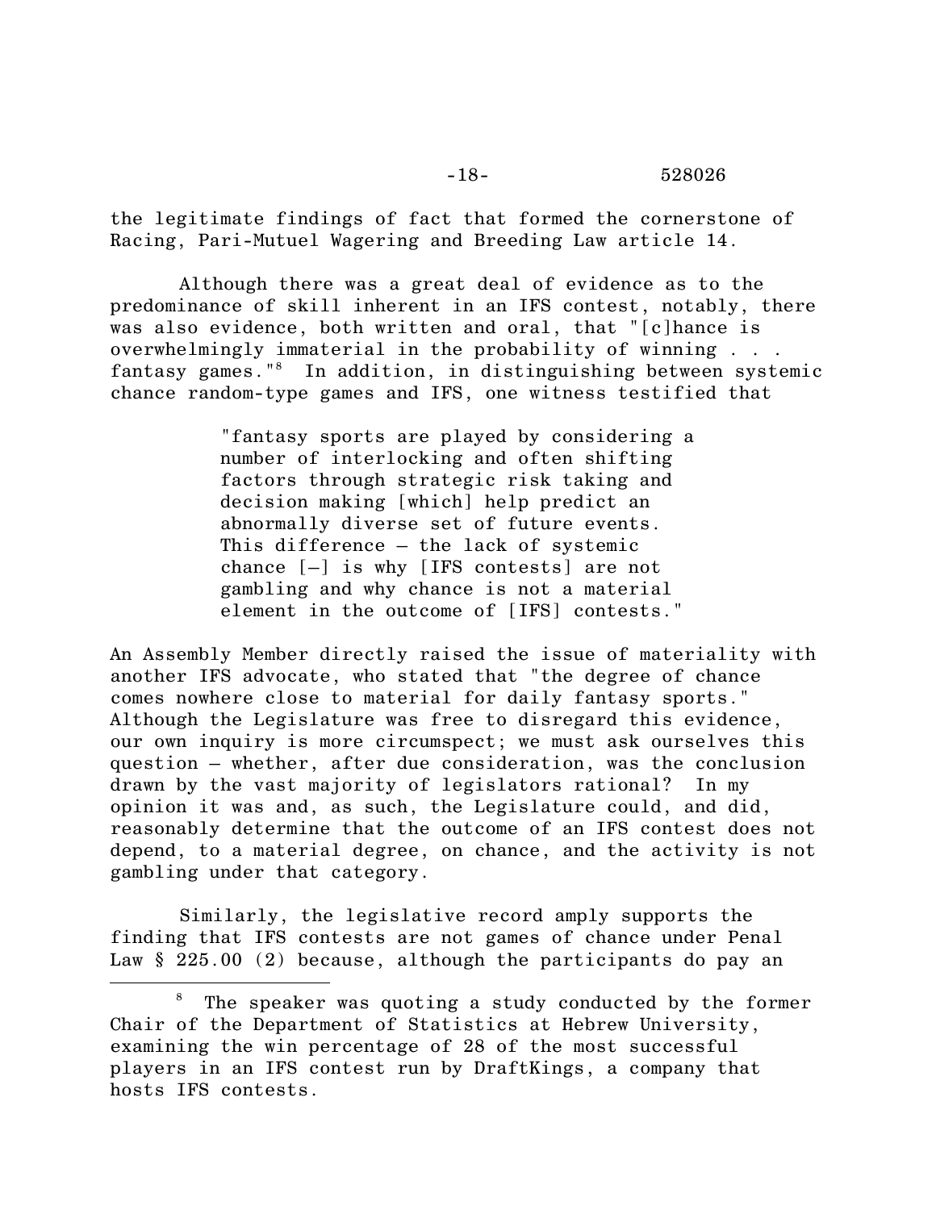the legitimate findings of fact that formed the cornerstone of Racing, Pari-Mutuel Wagering and Breeding Law article 14.

Although there was a great deal of evidence as to the predominance of skill inherent in an IFS contest, notably, there was also evidence, both written and oral, that "[c]hance is overwhelmingly immaterial in the probability of winning . . . fantasy games."[8] In addition, in distinguishing between systemic chance random-type games and IFS, one witness testified that

> "fantasy sports are played by considering a number of interlocking and often shifting factors through strategic risk taking and decision making [which] help predict an abnormally diverse set of future events. This difference – the lack of systemic chance [–] is why [IFS contests] are not gambling and why chance is not a material element in the outcome of [IFS] contests."

An Assembly Member directly raised the issue of materiality with another IFS advocate, who stated that "the degree of chance comes nowhere close to material for daily fantasy sports." Although the Legislature was free to disregard this evidence, our own inquiry is more circumspect; we must ask ourselves this question – whether, after due consideration, was the conclusion drawn by the vast majority of legislators rational? In my opinion it was and, as such, the Legislature could, and did, reasonably determine that the outcome of an IFS contest does not depend, to a material degree, on chance, and the activity is not gambling under that category.

Similarly, the legislative record amply supports the finding that IFS contests are not games of chance under Penal Law § 225.00 (2) because, although the participants do pay an

---

[8] The speaker was quoting a study conducted by the former Chair of the Department of Statistics at Hebrew University, examining the win percentage of 28 of the most successful players in an IFS contest run by DraftKings, a company that hosts IFS contests.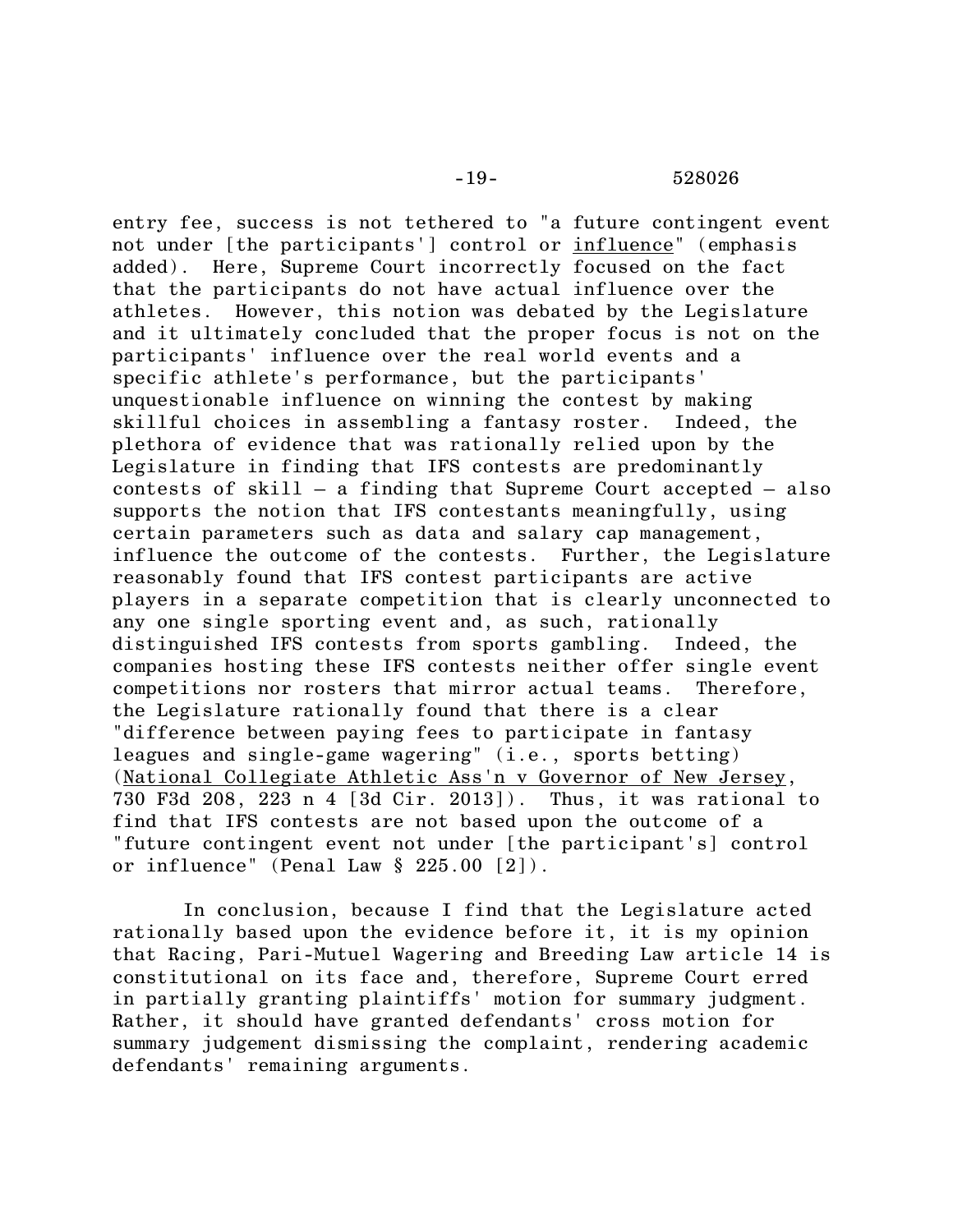entry fee, success is not tethered to "a future contingent event not under [the participants'] control or _influence_" (emphasis added). Here, Supreme Court incorrectly focused on the fact that the participants do not have actual influence over the athletes. However, this notion was debated by the Legislature and it ultimately concluded that the proper focus is not on the participants' influence over the real world events and a specific athlete's performance, but the participants' unquestionable influence on winning the contest by making skillful choices in assembling a fantasy roster. Indeed, the plethora of evidence that was rationally relied upon by the Legislature in finding that IFS contests are predominantly contests of skill – a finding that Supreme Court accepted – also supports the notion that IFS contestants meaningfully, using certain parameters such as data and salary cap management, influence the outcome of the contests. Further, the Legislature reasonably found that IFS contest participants are active players in a separate competition that is clearly unconnected to any one single sporting event and, as such, rationally distinguished IFS contests from sports gambling. Indeed, the companies hosting these IFS contests neither offer single event competitions nor rosters that mirror actual teams. Therefore, the Legislature rationally found that there is a clear "difference between paying fees to participate in fantasy leagues and single-game wagering" (i.e., sports betting) (_National Collegiate Athletic Ass'n v Governor of New Jersey_, 730 F3d 208, 223 n 4 [3d Cir. 2013]). Thus, it was rational to find that IFS contests are not based upon the outcome of a "future contingent event not under [the participant's] control or influence" (Penal Law § 225.00 [2]).

In conclusion, because I find that the Legislature acted rationally based upon the evidence before it, it is my opinion that Racing, Pari-Mutuel Wagering and Breeding Law article 14 is constitutional on its face and, therefore, Supreme Court erred in partially granting plaintiffs' motion for summary judgment. Rather, it should have granted defendants' cross motion for summary judgement dismissing the complaint, rendering academic defendants' remaining arguments.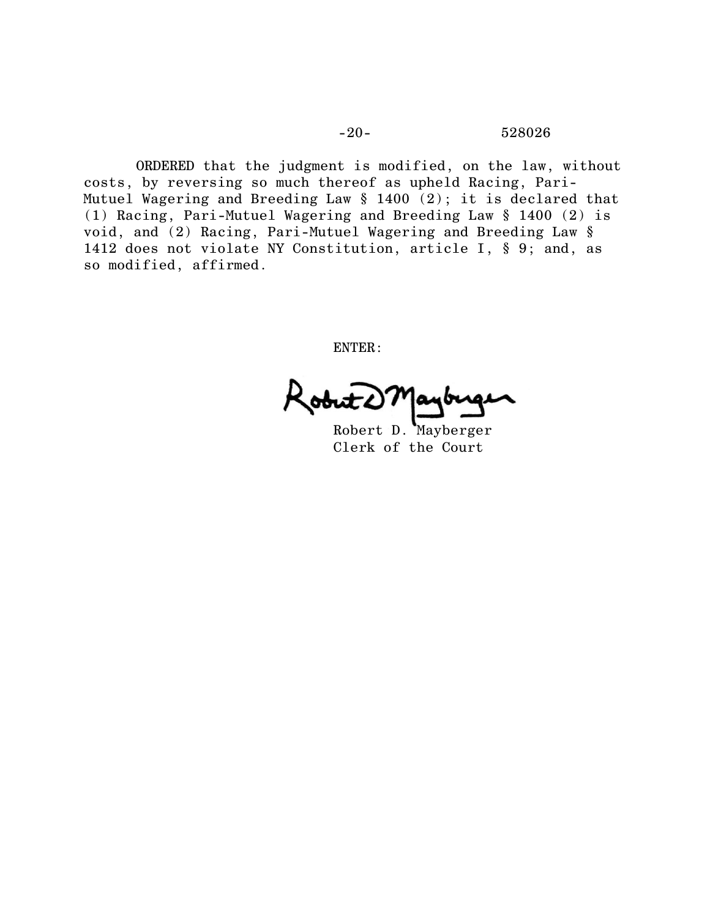ORDERED that the judgment is modified, on the law, without costs, by reversing so much thereof as upheld Racing, Pari-Mutuel Wagering and Breeding Law § 1400 (2); it is declared that (1) Racing, Pari-Mutuel Wagering and Breeding Law § 1400 (2) is void, and (2) Racing, Pari-Mutuel Wagering and Breeding Law § 1412 does not violate NY Constitution, article I, § 9; and, as so modified, affirmed.

ENTER:

Robert D. Mayberger
Clerk of the Court